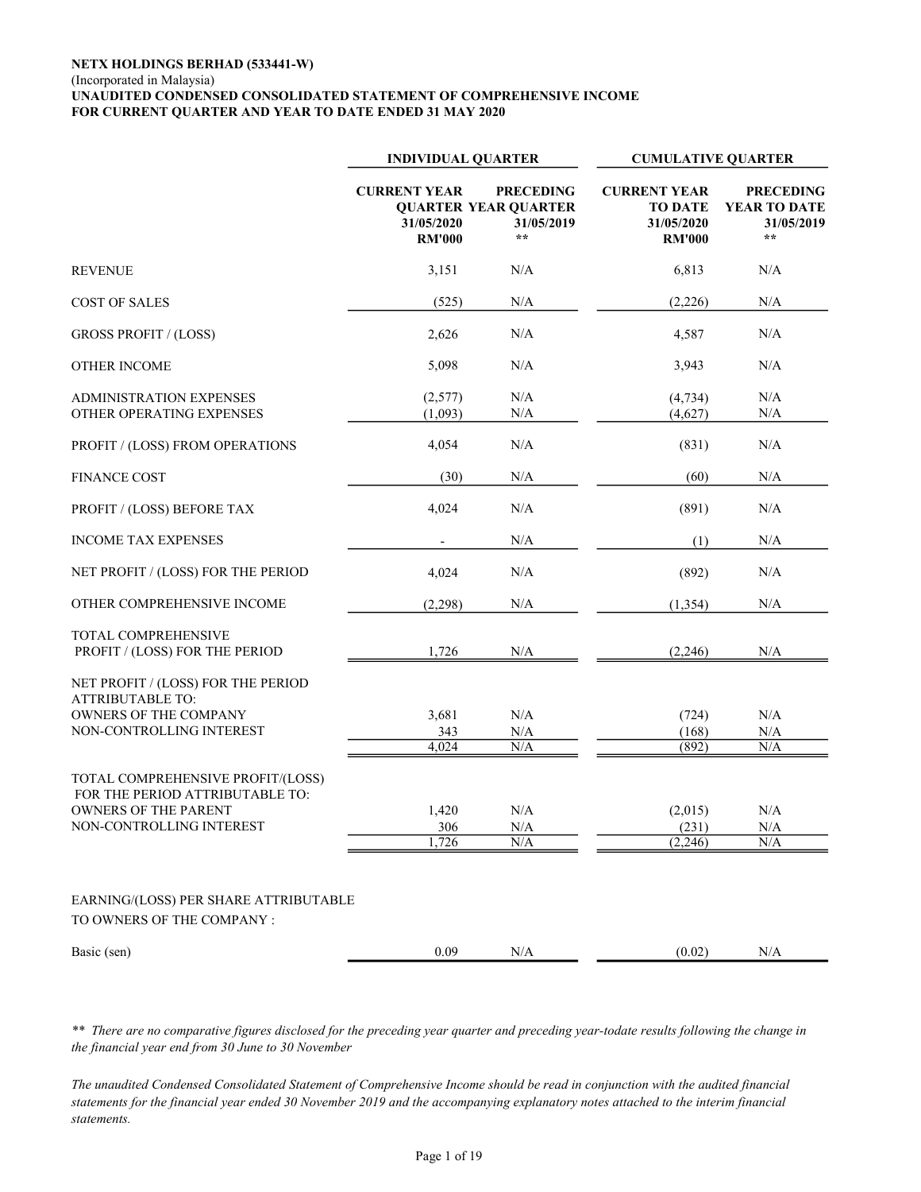**NETX HOLDINGS BERHAD (533441-W)**
(Incorporated in Malaysia)
**UNAUDITED CONDENSED CONSOLIDATED STATEMENT OF COMPREHENSIVE INCOME**
**FOR CURRENT QUARTER AND YEAR TO DATE ENDED 31 MAY 2020**

| | INDIVIDUAL QUARTER | | CUMULATIVE QUARTER | |
|---|---|---|---|---|
| | CURRENT YEAR QUARTER 31/05/2020 RM'000 | PRECEDING YEAR QUARTER 31/05/2019 ** | CURRENT YEAR TO DATE 31/05/2020 RM'000 | PRECEDING YEAR TO DATE 31/05/2019 ** |
| REVENUE | 3,151 | N/A | 6,813 | N/A |
| COST OF SALES | (525) | N/A | (2,226) | N/A |
| GROSS PROFIT / (LOSS) | 2,626 | N/A | 4,587 | N/A |
| OTHER INCOME | 5,098 | N/A | 3,943 | N/A |
| ADMINISTRATION EXPENSES | (2,577) | N/A | (4,734) | N/A |
| OTHER OPERATING EXPENSES | (1,093) | N/A | (4,627) | N/A |
| PROFIT / (LOSS) FROM OPERATIONS | 4,054 | N/A | (831) | N/A |
| FINANCE COST | (30) | N/A | (60) | N/A |
| PROFIT / (LOSS) BEFORE TAX | 4,024 | N/A | (891) | N/A |
| INCOME TAX EXPENSES | - | N/A | (1) | N/A |
| NET PROFIT / (LOSS) FOR THE PERIOD | 4,024 | N/A | (892) | N/A |
| OTHER COMPREHENSIVE INCOME | (2,298) | N/A | (1,354) | N/A |
| TOTAL COMPREHENSIVE PROFIT / (LOSS) FOR THE PERIOD | 1,726 | N/A | (2,246) | N/A |
| NET PROFIT / (LOSS) FOR THE PERIOD ATTRIBUTABLE TO: | | | | |
| OWNERS OF THE COMPANY | 3,681 | N/A | (724) | N/A |
| NON-CONTROLLING INTEREST | 343 | N/A | (168) | N/A |
| | 4,024 | N/A | (892) | N/A |
| TOTAL COMPREHENSIVE PROFIT/(LOSS) FOR THE PERIOD ATTRIBUTABLE TO: | | | | |
| OWNERS OF THE PARENT | 1,420 | N/A | (2,015) | N/A |
| NON-CONTROLLING INTEREST | 306 | N/A | (231) | N/A |
| | 1,726 | N/A | (2,246) | N/A |
| EARNING/(LOSS) PER SHARE ATTRIBUTABLE TO OWNERS OF THE COMPANY : | | | | |
| Basic (sen) | 0.09 | N/A | (0.02) | N/A |

*\** There are no comparative figures disclosed for the preceding year quarter and preceding year-todate results following the change in the financial year end from 30 June to 30 November*

*The unaudited Condensed Consolidated Statement of Comprehensive Income should be read in conjunction with the audited financial statements for the financial year ended 30 November 2019 and the accompanying explanatory notes attached to the interim financial statements.*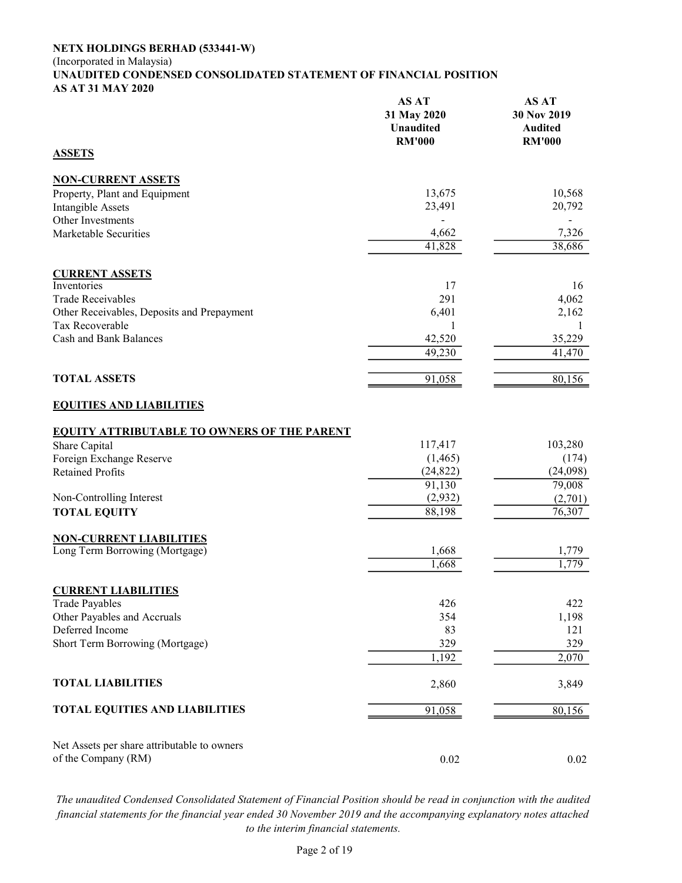**NETX HOLDINGS BERHAD (533441-W)**
(Incorporated in Malaysia)
**UNAUDITED CONDENSED CONSOLIDATED STATEMENT OF FINANCIAL POSITION**
**AS AT 31 MAY 2020**

| | AS AT 31 May 2020 Unaudited RM'000 | AS AT 30 Nov 2019 Audited RM'000 |
|---|---|---|
| **ASSETS** | | |
| **NON-CURRENT ASSETS** | | |
| Property, Plant and Equipment | 13,675 | 10,568 |
| Intangible Assets | 23,491 | 20,792 |
| Other Investments | - | - |
| Marketable Securities | 4,662 | 7,326 |
| | 41,828 | 38,686 |
| **CURRENT ASSETS** | | |
| Inventories | 17 | 16 |
| Trade Receivables | 291 | 4,062 |
| Other Receivables, Deposits and Prepayment | 6,401 | 2,162 |
| Tax Recoverable | 1 | 1 |
| Cash and Bank Balances | 42,520 | 35,229 |
| | 49,230 | 41,470 |
| **TOTAL ASSETS** | 91,058 | 80,156 |
| **EQUITIES AND LIABILITIES** | | |
| **EQUITY ATTRIBUTABLE TO OWNERS OF THE PARENT** | | |
| Share Capital | 117,417 | 103,280 |
| Foreign Exchange Reserve | (1,465) | (174) |
| Retained Profits | (24,822) | (24,098) |
| | 91,130 | 79,008 |
| Non-Controlling Interest | (2,932) | (2,701) |
| **TOTAL EQUITY** | 88,198 | 76,307 |
| **NON-CURRENT LIABILITIES** | | |
| Long Term Borrowing (Mortgage) | 1,668 | 1,779 |
| | 1,668 | 1,779 |
| **CURRENT LIABILITIES** | | |
| Trade Payables | 426 | 422 |
| Other Payables and Accruals | 354 | 1,198 |
| Deferred Income | 83 | 121 |
| Short Term Borrowing (Mortgage) | 329 | 329 |
| | 1,192 | 2,070 |
| **TOTAL LIABILITIES** | 2,860 | 3,849 |
| **TOTAL EQUITIES AND LIABILITIES** | 91,058 | 80,156 |
| Net Assets per share attributable to owners of the Company (RM) | 0.02 | 0.02 |

*The unaudited Condensed Consolidated Statement of Financial Position should be read in conjunction with the audited financial statements for the financial year ended 30 November 2019 and the accompanying explanatory notes attached to the interim financial statements.*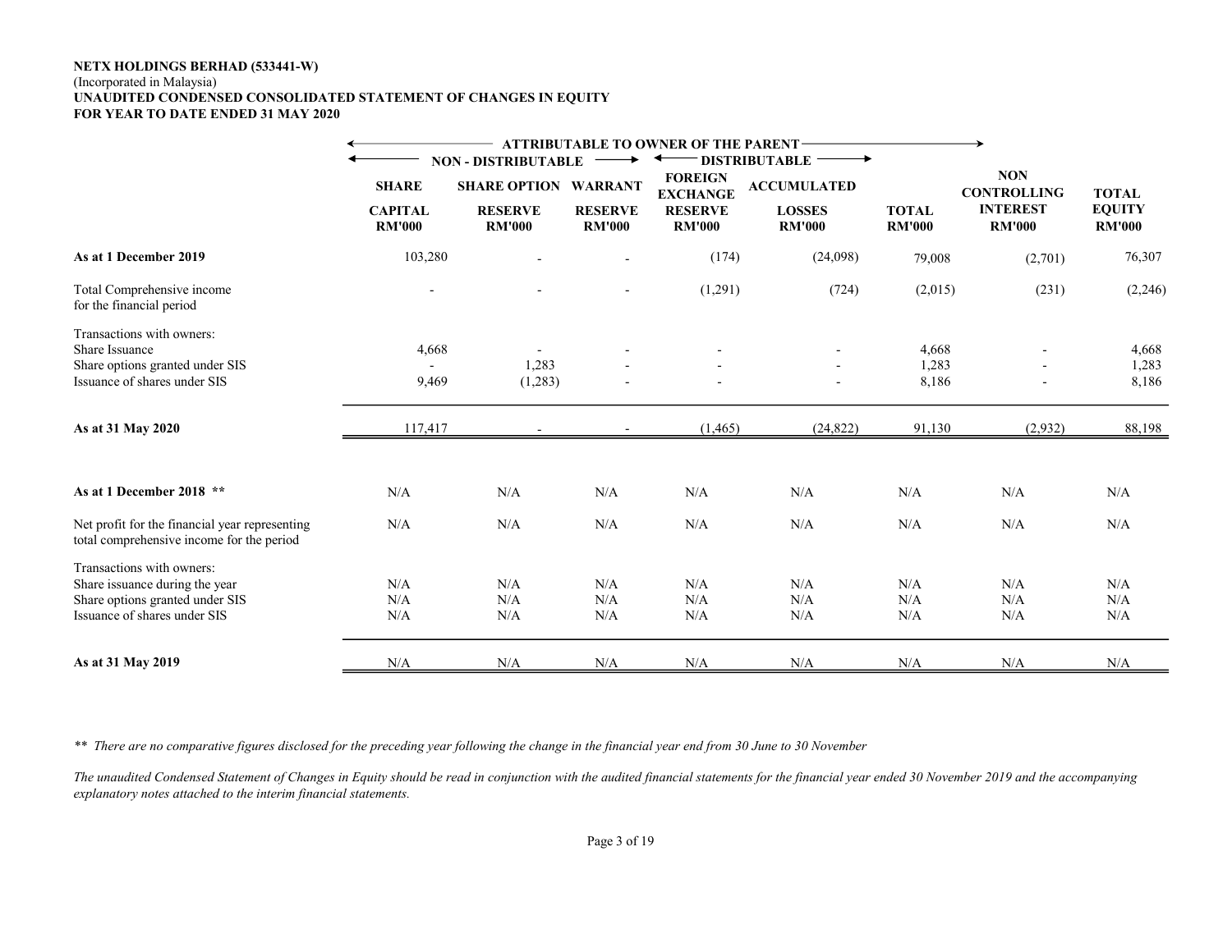**NETX HOLDINGS BERHAD (533441-W)**
(Incorporated in Malaysia)
**UNAUDITED CONDENSED CONSOLIDATED STATEMENT OF CHANGES IN EQUITY**
**FOR YEAR TO DATE ENDED 31 MAY 2020**

| | ATTRIBUTABLE TO OWNER OF THE PARENT | | | | | | | |
|---|---|---|---|---|---|---|---|---|
| | NON - DISTRIBUTABLE | | | DISTRIBUTABLE | | | | |
| | SHARE CAPITAL RM'000 | SHARE OPTION RESERVE RM'000 | WARRANT RESERVE RM'000 | FOREIGN EXCHANGE RESERVE RM'000 | ACCUMULATED LOSSES RM'000 | TOTAL RM'000 | NON CONTROLLING INTEREST RM'000 | TOTAL EQUITY RM'000 |
| **As at 1 December 2019** | 103,280 | - | - | (174) | (24,098) | 79,008 | (2,701) | 76,307 |
| Total Comprehensive income for the financial period | - | - | - | (1,291) | (724) | (2,015) | (231) | (2,246) |
| Transactions with owners: | | | | | | | | |
| Share Issuance | 4,668 | - | - | - | - | 4,668 | - | 4,668 |
| Share options granted under SIS | - | 1,283 | - | - | - | 1,283 | - | 1,283 |
| Issuance of shares under SIS | 9,469 | (1,283) | - | - | - | 8,186 | - | 8,186 |
| **As at 31 May 2020** | 117,417 | - | - | (1,465) | (24,822) | 91,130 | (2,932) | 88,198 |
| | | | | | | | | |
| **As at 1 December 2018 \*\*** | N/A | N/A | N/A | N/A | N/A | N/A | N/A | N/A |
| Net profit for the financial year representing total comprehensive income for the period | N/A | N/A | N/A | N/A | N/A | N/A | N/A | N/A |
| Transactions with owners: | | | | | | | | |
| Share issuance during the year | N/A | N/A | N/A | N/A | N/A | N/A | N/A | N/A |
| Share options granted under SIS | N/A | N/A | N/A | N/A | N/A | N/A | N/A | N/A |
| Issuance of shares under SIS | N/A | N/A | N/A | N/A | N/A | N/A | N/A | N/A |
| **As at 31 May 2019** | N/A | N/A | N/A | N/A | N/A | N/A | N/A | N/A |

*\*\* There are no comparative figures disclosed for the preceding year following the change in the financial year end from 30 June to 30 November*

*The unaudited Condensed Statement of Changes in Equity should be read in conjunction with the audited financial statements for the financial year ended 30 November 2019 and the accompanying explanatory notes attached to the interim financial statements.*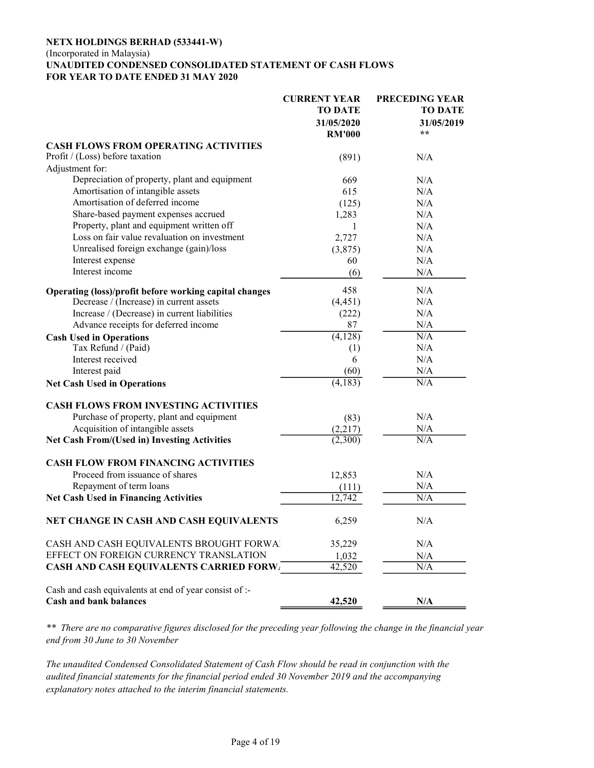**NETX HOLDINGS BERHAD (533441-W)**
(Incorporated in Malaysia)
**UNAUDITED CONDENSED CONSOLIDATED STATEMENT OF CASH FLOWS**
**FOR YEAR TO DATE ENDED 31 MAY 2020**

| | **CURRENT YEAR TO DATE 31/05/2020 RM'000** | **PRECEDING YEAR TO DATE 31/05/2019 \*\*** |
|---|---|---|
| **CASH FLOWS FROM OPERATING ACTIVITIES** | | |
| Profit / (Loss) before taxation | (891) | N/A |
| Adjustment for: | | |
| Depreciation of property, plant and equipment | 669 | N/A |
| Amortisation of intangible assets | 615 | N/A |
| Amortisation of deferred income | (125) | N/A |
| Share-based payment expenses accrued | 1,283 | N/A |
| Property, plant and equipment written off | 1 | N/A |
| Loss on fair value revaluation on investment | 2,727 | N/A |
| Unrealised foreign exchange (gain)/loss | (3,875) | N/A |
| Interest expense | 60 | N/A |
| Interest income | (6) | N/A |
| **Operating (loss)/profit before working capital changes** | 458 | N/A |
| Decrease / (Increase) in current assets | (4,451) | N/A |
| Increase / (Decrease) in current liabilities | (222) | N/A |
| Advance receipts for deferred income | 87 | N/A |
| **Cash Used in Operations** | (4,128) | N/A |
| Tax Refund / (Paid) | (1) | N/A |
| Interest received | 6 | N/A |
| Interest paid | (60) | N/A |
| **Net Cash Used in Operations** | (4,183) | N/A |
| **CASH FLOWS FROM INVESTING ACTIVITIES** | | |
| Purchase of property, plant and equipment | (83) | N/A |
| Acquisition of intangible assets | (2,217) | N/A |
| **Net Cash From/(Used in) Investing Activities** | (2,300) | N/A |
| **CASH FLOW FROM FINANCING ACTIVITIES** | | |
| Proceed from issuance of shares | 12,853 | N/A |
| Repayment of term loans | (111) | N/A |
| **Net Cash Used in Financing Activities** | 12,742 | N/A |
| **NET CHANGE IN CASH AND CASH EQUIVALENTS** | 6,259 | N/A |
| CASH AND CASH EQUIVALENTS BROUGHT FORWA | 35,229 | N/A |
| EFFECT ON FOREIGN CURRENCY TRANSLATION | 1,032 | N/A |
| **CASH AND CASH EQUIVALENTS CARRIED FORW** | 42,520 | N/A |
| Cash and cash equivalents at end of year consist of :- | | |
| **Cash and bank balances** | **42,520** | **N/A** |

*\*\* There are no comparative figures disclosed for the preceding year following the change in the financial year end from 30 June to 30 November*

*The unaudited Condensed Consolidated Statement of Cash Flow should be read in conjunction with the audited financial statements for the financial period ended 30 November 2019 and the accompanying explanatory notes attached to the interim financial statements.*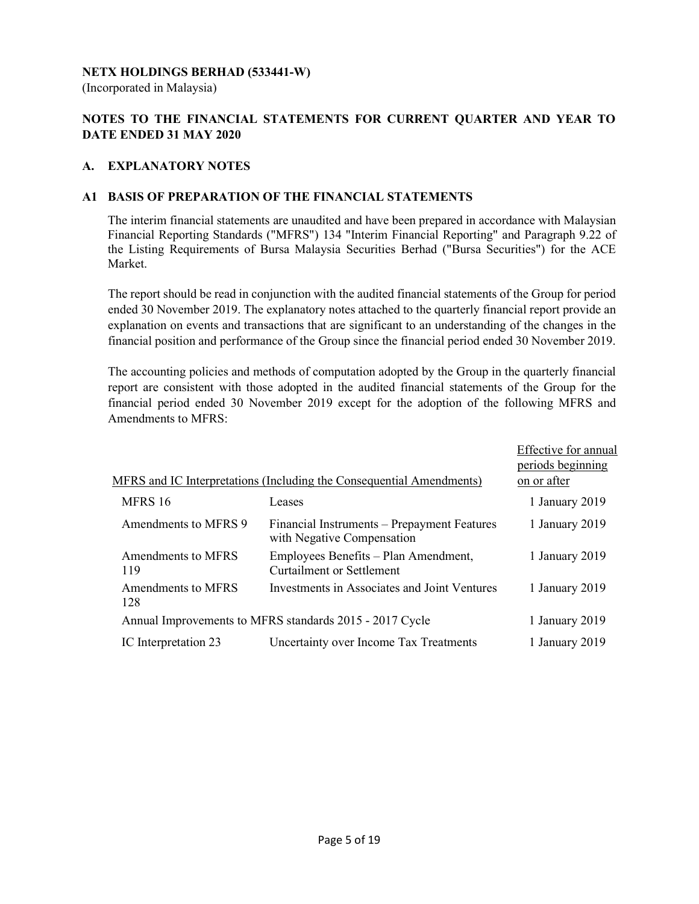**NETX HOLDINGS BERHAD (533441-W)**
(Incorporated in Malaysia)

**NOTES TO THE FINANCIAL STATEMENTS FOR CURRENT QUARTER AND YEAR TO DATE ENDED 31 MAY 2020**

## A. EXPLANATORY NOTES

### A1 BASIS OF PREPARATION OF THE FINANCIAL STATEMENTS

The interim financial statements are unaudited and have been prepared in accordance with Malaysian Financial Reporting Standards ("MFRS") 134 "Interim Financial Reporting" and Paragraph 9.22 of the Listing Requirements of Bursa Malaysia Securities Berhad ("Bursa Securities") for the ACE Market.

The report should be read in conjunction with the audited financial statements of the Group for period ended 30 November 2019. The explanatory notes attached to the quarterly financial report provide an explanation on events and transactions that are significant to an understanding of the changes in the financial position and performance of the Group since the financial period ended 30 November 2019.

The accounting policies and methods of computation adopted by the Group in the quarterly financial report are consistent with those adopted in the audited financial statements of the Group for the financial period ended 30 November 2019 except for the adoption of the following MFRS and Amendments to MFRS:

| MFRS and IC Interpretations (Including the Consequential Amendments) | | Effective for annual periods beginning on or after |
|---|---|---|
| MFRS 16 | Leases | 1 January 2019 |
| Amendments to MFRS 9 | Financial Instruments – Prepayment Features with Negative Compensation | 1 January 2019 |
| Amendments to MFRS 119 | Employees Benefits – Plan Amendment, Curtailment or Settlement | 1 January 2019 |
| Amendments to MFRS 128 | Investments in Associates and Joint Ventures | 1 January 2019 |
| Annual Improvements to MFRS standards 2015 - 2017 Cycle | | 1 January 2019 |
| IC Interpretation 23 | Uncertainty over Income Tax Treatments | 1 January 2019 |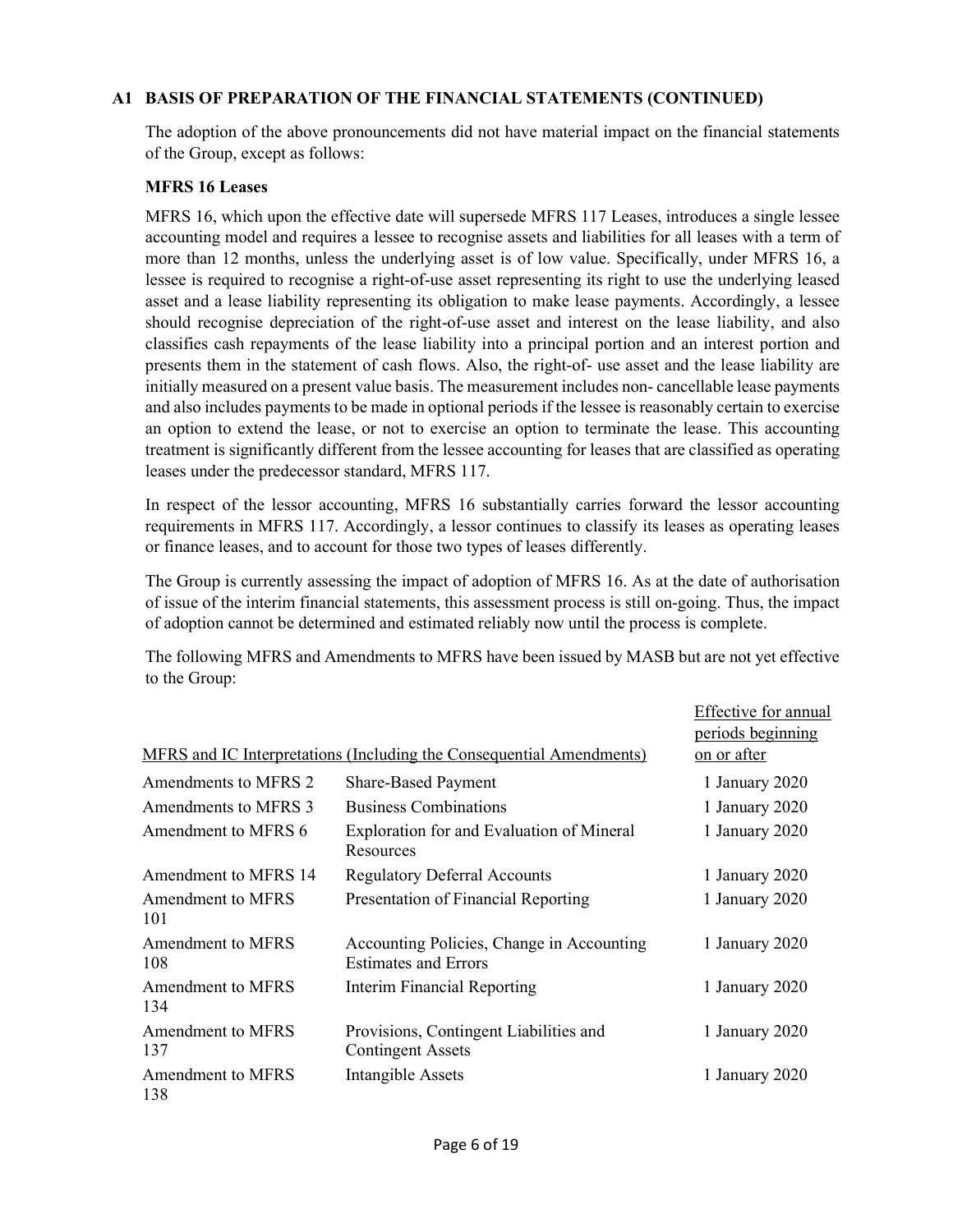### A1 BASIS OF PREPARATION OF THE FINANCIAL STATEMENTS (CONTINUED)

The adoption of the above pronouncements did not have material impact on the financial statements of the Group, except as follows:

**MFRS 16 Leases**

MFRS 16, which upon the effective date will supersede MFRS 117 Leases, introduces a single lessee accounting model and requires a lessee to recognise assets and liabilities for all leases with a term of more than 12 months, unless the underlying asset is of low value. Specifically, under MFRS 16, a lessee is required to recognise a right-of-use asset representing its right to use the underlying leased asset and a lease liability representing its obligation to make lease payments. Accordingly, a lessee should recognise depreciation of the right-of-use asset and interest on the lease liability, and also classifies cash repayments of the lease liability into a principal portion and an interest portion and presents them in the statement of cash flows. Also, the right-of- use asset and the lease liability are initially measured on a present value basis. The measurement includes non- cancellable lease payments and also includes payments to be made in optional periods if the lessee is reasonably certain to exercise an option to extend the lease, or not to exercise an option to terminate the lease. This accounting treatment is significantly different from the lessee accounting for leases that are classified as operating leases under the predecessor standard, MFRS 117.

In respect of the lessor accounting, MFRS 16 substantially carries forward the lessor accounting requirements in MFRS 117. Accordingly, a lessor continues to classify its leases as operating leases or finance leases, and to account for those two types of leases differently.

The Group is currently assessing the impact of adoption of MFRS 16. As at the date of authorisation of issue of the interim financial statements, this assessment process is still on-going. Thus, the impact of adoption cannot be determined and estimated reliably now until the process is complete.

The following MFRS and Amendments to MFRS have been issued by MASB but are not yet effective to the Group:

| MFRS and IC Interpretations (Including the Consequential Amendments) | | Effective for annual periods beginning on or after |
|---|---|---|
| Amendments to MFRS 2 | Share-Based Payment | 1 January 2020 |
| Amendments to MFRS 3 | Business Combinations | 1 January 2020 |
| Amendment to MFRS 6 | Exploration for and Evaluation of Mineral Resources | 1 January 2020 |
| Amendment to MFRS 14 | Regulatory Deferral Accounts | 1 January 2020 |
| Amendment to MFRS 101 | Presentation of Financial Reporting | 1 January 2020 |
| Amendment to MFRS 108 | Accounting Policies, Change in Accounting Estimates and Errors | 1 January 2020 |
| Amendment to MFRS 134 | Interim Financial Reporting | 1 January 2020 |
| Amendment to MFRS 137 | Provisions, Contingent Liabilities and Contingent Assets | 1 January 2020 |
| Amendment to MFRS 138 | Intangible Assets | 1 January 2020 |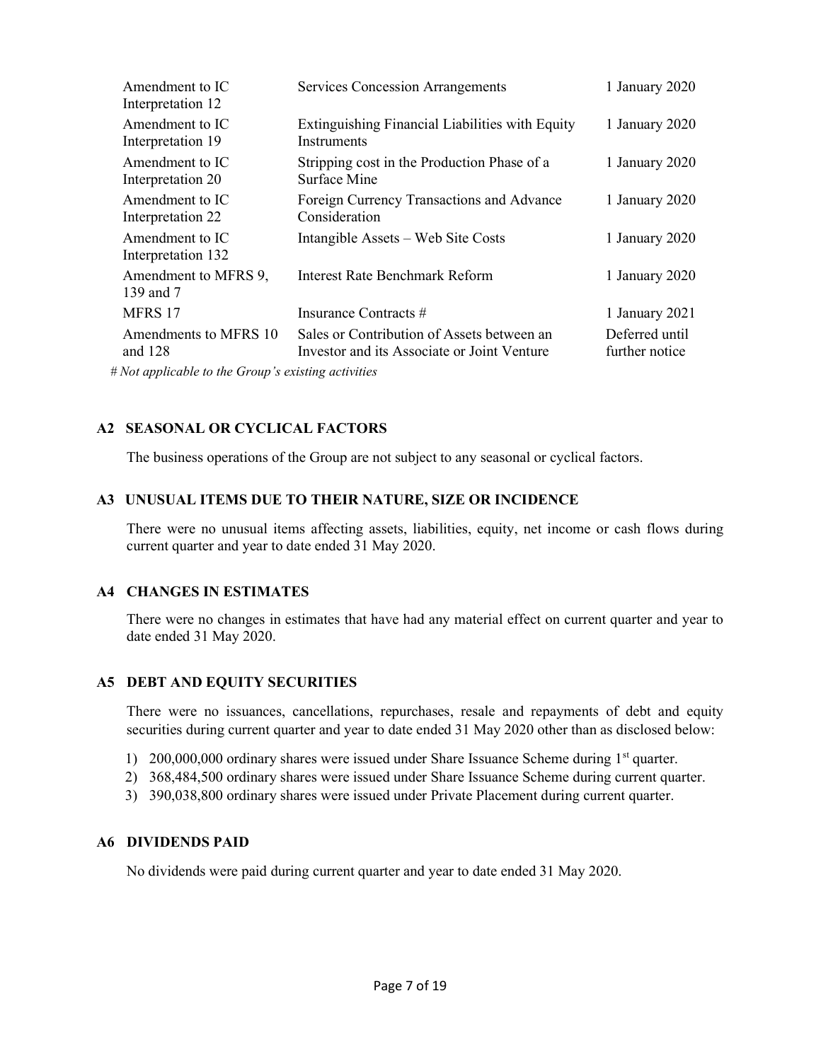| | | |
|---|---|---|
| Amendment to IC Interpretation 12 | Services Concession Arrangements | 1 January 2020 |
| Amendment to IC Interpretation 19 | Extinguishing Financial Liabilities with Equity Instruments | 1 January 2020 |
| Amendment to IC Interpretation 20 | Stripping cost in the Production Phase of a Surface Mine | 1 January 2020 |
| Amendment to IC Interpretation 22 | Foreign Currency Transactions and Advance Consideration | 1 January 2020 |
| Amendment to IC Interpretation 132 | Intangible Assets – Web Site Costs | 1 January 2020 |
| Amendment to MFRS 9, 139 and 7 | Interest Rate Benchmark Reform | 1 January 2020 |
| MFRS 17 | Insurance Contracts # | 1 January 2021 |
| Amendments to MFRS 10 and 128 | Sales or Contribution of Assets between an Investor and its Associate or Joint Venture | Deferred until further notice |

*# Not applicable to the Group's existing activities*

## A2 SEASONAL OR CYCLICAL FACTORS

The business operations of the Group are not subject to any seasonal or cyclical factors.

## A3 UNUSUAL ITEMS DUE TO THEIR NATURE, SIZE OR INCIDENCE

There were no unusual items affecting assets, liabilities, equity, net income or cash flows during current quarter and year to date ended 31 May 2020.

## A4 CHANGES IN ESTIMATES

There were no changes in estimates that have had any material effect on current quarter and year to date ended 31 May 2020.

## A5 DEBT AND EQUITY SECURITIES

There were no issuances, cancellations, repurchases, resale and repayments of debt and equity securities during current quarter and year to date ended 31 May 2020 other than as disclosed below:

1) 200,000,000 ordinary shares were issued under Share Issuance Scheme during 1st quarter.
2) 368,484,500 ordinary shares were issued under Share Issuance Scheme during current quarter.
3) 390,038,800 ordinary shares were issued under Private Placement during current quarter.

## A6 DIVIDENDS PAID

No dividends were paid during current quarter and year to date ended 31 May 2020.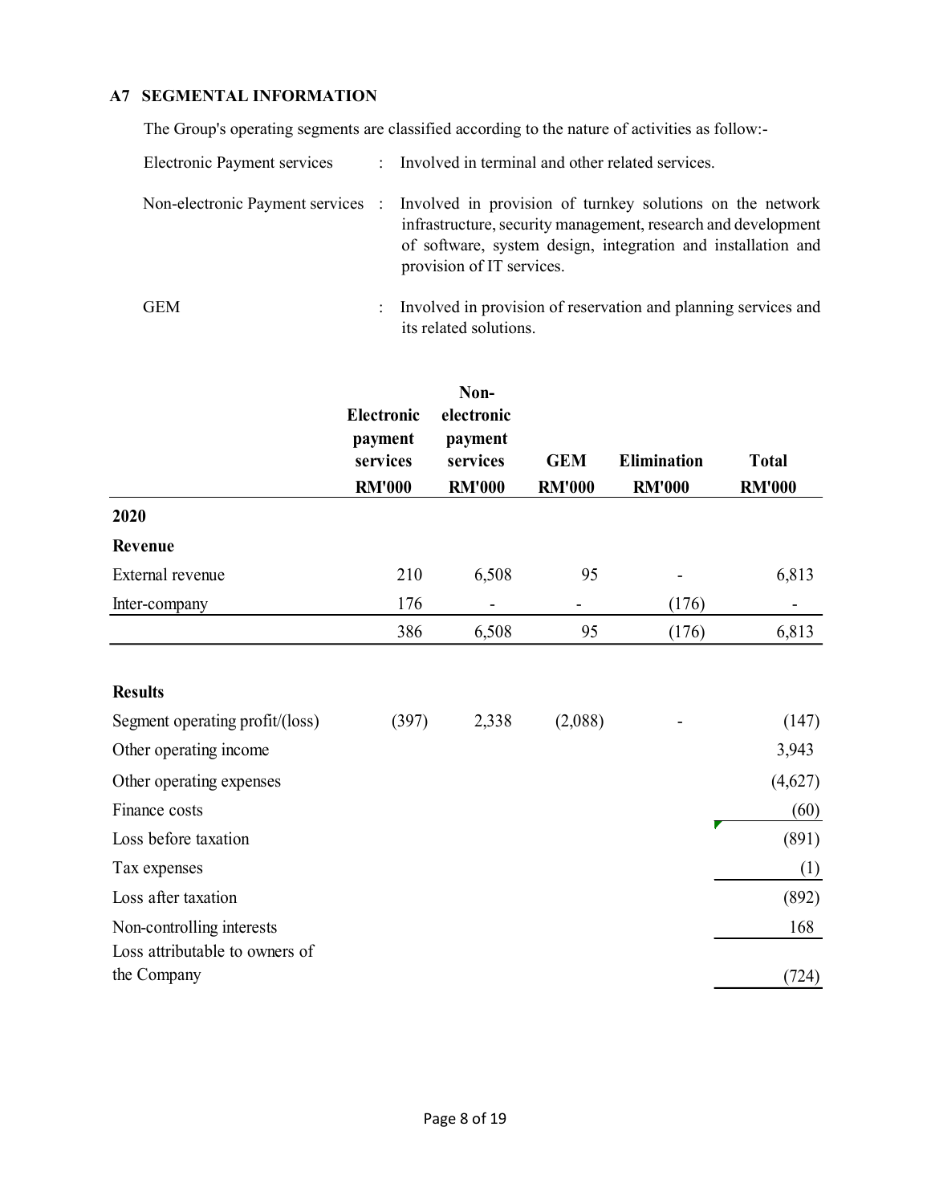## A7 SEGMENTAL INFORMATION

The Group's operating segments are classified according to the nature of activities as follow:-

| | | |
|---|---|---|
| Electronic Payment services | : | Involved in terminal and other related services. |
| Non-electronic Payment services | : | Involved in provision of turnkey solutions on the network infrastructure, security management, research and development of software, system design, integration and installation and provision of IT services. |
| GEM | : | Involved in provision of reservation and planning services and its related solutions. |

| | Electronic payment services RM'000 | Non-electronic payment services RM'000 | GEM RM'000 | Elimination RM'000 | Total RM'000 |
|---|---|---|---|---|---|
| **2020** | | | | | |
| **Revenue** | | | | | |
| External revenue | 210 | 6,508 | 95 | - | 6,813 |
| Inter-company | 176 | - | - | (176) | - |
| | 386 | 6,508 | 95 | (176) | 6,813 |
| **Results** | | | | | |
| Segment operating profit/(loss) | (397) | 2,338 | (2,088) | - | (147) |
| Other operating income | | | | | 3,943 |
| Other operating expenses | | | | | (4,627) |
| Finance costs | | | | | (60) |
| Loss before taxation | | | | | (891) |
| Tax expenses | | | | | (1) |
| Loss after taxation | | | | | (892) |
| Non-controlling interests | | | | | 168 |
| Loss attributable to owners of the Company | | | | | (724) |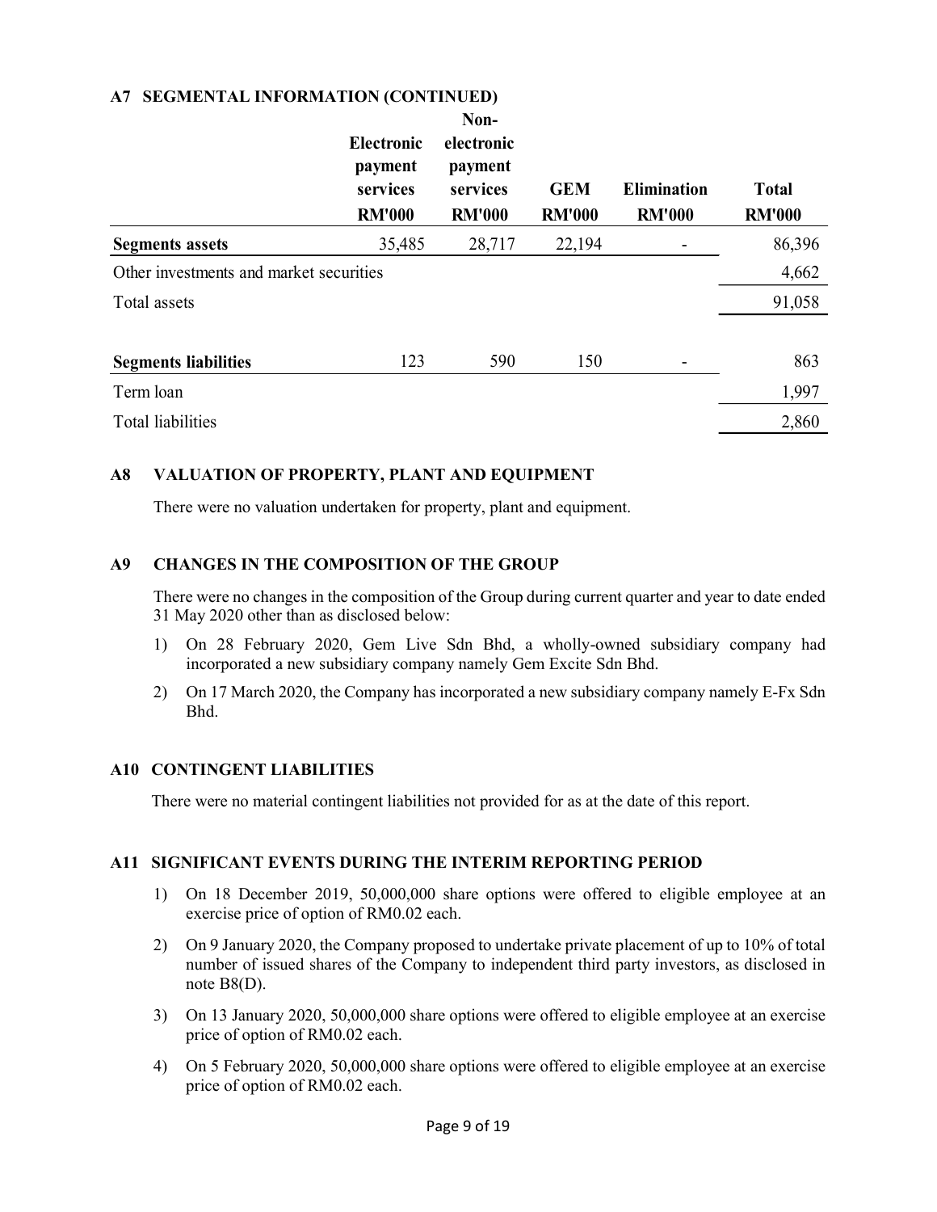## A7 SEGMENTAL INFORMATION (CONTINUED)

| | Electronic payment services RM'000 | Non-electronic payment services RM'000 | GEM RM'000 | Elimination RM'000 | Total RM'000 |
|---|---|---|---|---|---|
| **Segments assets** | 35,485 | 28,717 | 22,194 | - | 86,396 |
| Other investments and market securities | | | | | 4,662 |
| Total assets | | | | | 91,058 |
| | | | | | |
| **Segments liabilities** | 123 | 590 | 150 | - | 863 |
| Term loan | | | | | 1,997 |
| Total liabilities | | | | | 2,860 |

## A8 VALUATION OF PROPERTY, PLANT AND EQUIPMENT

There were no valuation undertaken for property, plant and equipment.

## A9 CHANGES IN THE COMPOSITION OF THE GROUP

There were no changes in the composition of the Group during current quarter and year to date ended 31 May 2020 other than as disclosed below:

1) On 28 February 2020, Gem Live Sdn Bhd, a wholly-owned subsidiary company had incorporated a new subsidiary company namely Gem Excite Sdn Bhd.
2) On 17 March 2020, the Company has incorporated a new subsidiary company namely E-Fx Sdn Bhd.

## A10 CONTINGENT LIABILITIES

There were no material contingent liabilities not provided for as at the date of this report.

## A11 SIGNIFICANT EVENTS DURING THE INTERIM REPORTING PERIOD

1) On 18 December 2019, 50,000,000 share options were offered to eligible employee at an exercise price of option of RM0.02 each.
2) On 9 January 2020, the Company proposed to undertake private placement of up to 10% of total number of issued shares of the Company to independent third party investors, as disclosed in note B8(D).
3) On 13 January 2020, 50,000,000 share options were offered to eligible employee at an exercise price of option of RM0.02 each.
4) On 5 February 2020, 50,000,000 share options were offered to eligible employee at an exercise price of option of RM0.02 each.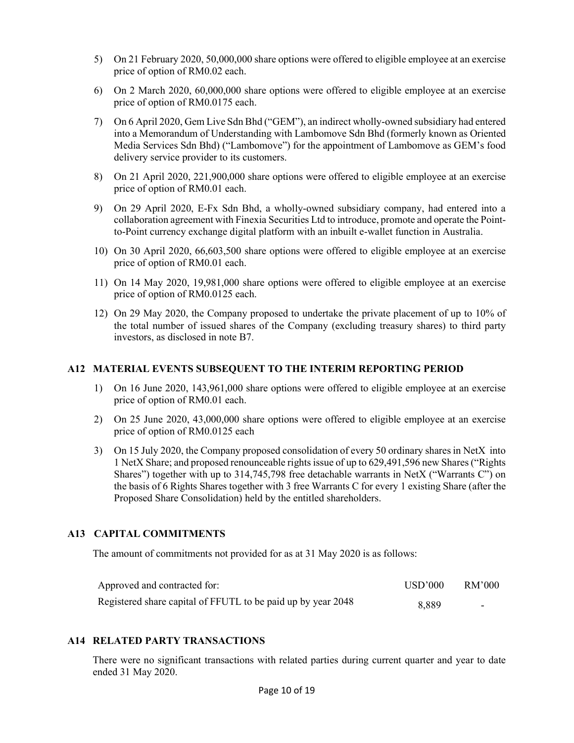5) On 21 February 2020, 50,000,000 share options were offered to eligible employee at an exercise price of option of RM0.02 each.

6) On 2 March 2020, 60,000,000 share options were offered to eligible employee at an exercise price of option of RM0.0175 each.

7) On 6 April 2020, Gem Live Sdn Bhd ("GEM"), an indirect wholly-owned subsidiary had entered into a Memorandum of Understanding with Lambomove Sdn Bhd (formerly known as Oriented Media Services Sdn Bhd) ("Lambomove") for the appointment of Lambomove as GEM's food delivery service provider to its customers.

8) On 21 April 2020, 221,900,000 share options were offered to eligible employee at an exercise price of option of RM0.01 each.

9) On 29 April 2020, E-Fx Sdn Bhd, a wholly-owned subsidiary company, had entered into a collaboration agreement with Finexia Securities Ltd to introduce, promote and operate the Point-to-Point currency exchange digital platform with an inbuilt e-wallet function in Australia.

10) On 30 April 2020, 66,603,500 share options were offered to eligible employee at an exercise price of option of RM0.01 each.

11) On 14 May 2020, 19,981,000 share options were offered to eligible employee at an exercise price of option of RM0.0125 each.

12) On 29 May 2020, the Company proposed to undertake the private placement of up to 10% of the total number of issued shares of the Company (excluding treasury shares) to third party investors, as disclosed in note B7.

## A12 MATERIAL EVENTS SUBSEQUENT TO THE INTERIM REPORTING PERIOD

1) On 16 June 2020, 143,961,000 share options were offered to eligible employee at an exercise price of option of RM0.01 each.

2) On 25 June 2020, 43,000,000 share options were offered to eligible employee at an exercise price of option of RM0.0125 each

3) On 15 July 2020, the Company proposed consolidation of every 50 ordinary shares in NetX into 1 NetX Share; and proposed renounceable rights issue of up to 629,491,596 new Shares ("Rights Shares") together with up to 314,745,798 free detachable warrants in NetX ("Warrants C") on the basis of 6 Rights Shares together with 3 free Warrants C for every 1 existing Share (after the Proposed Share Consolidation) held by the entitled shareholders.

## A13 CAPITAL COMMITMENTS

The amount of commitments not provided for as at 31 May 2020 is as follows:

| Approved and contracted for: | USD'000 | RM'000 |
|---|---|---|
| Registered share capital of FFUTL to be paid up by year 2048 | 8,889 | - |

## A14 RELATED PARTY TRANSACTIONS

There were no significant transactions with related parties during current quarter and year to date ended 31 May 2020.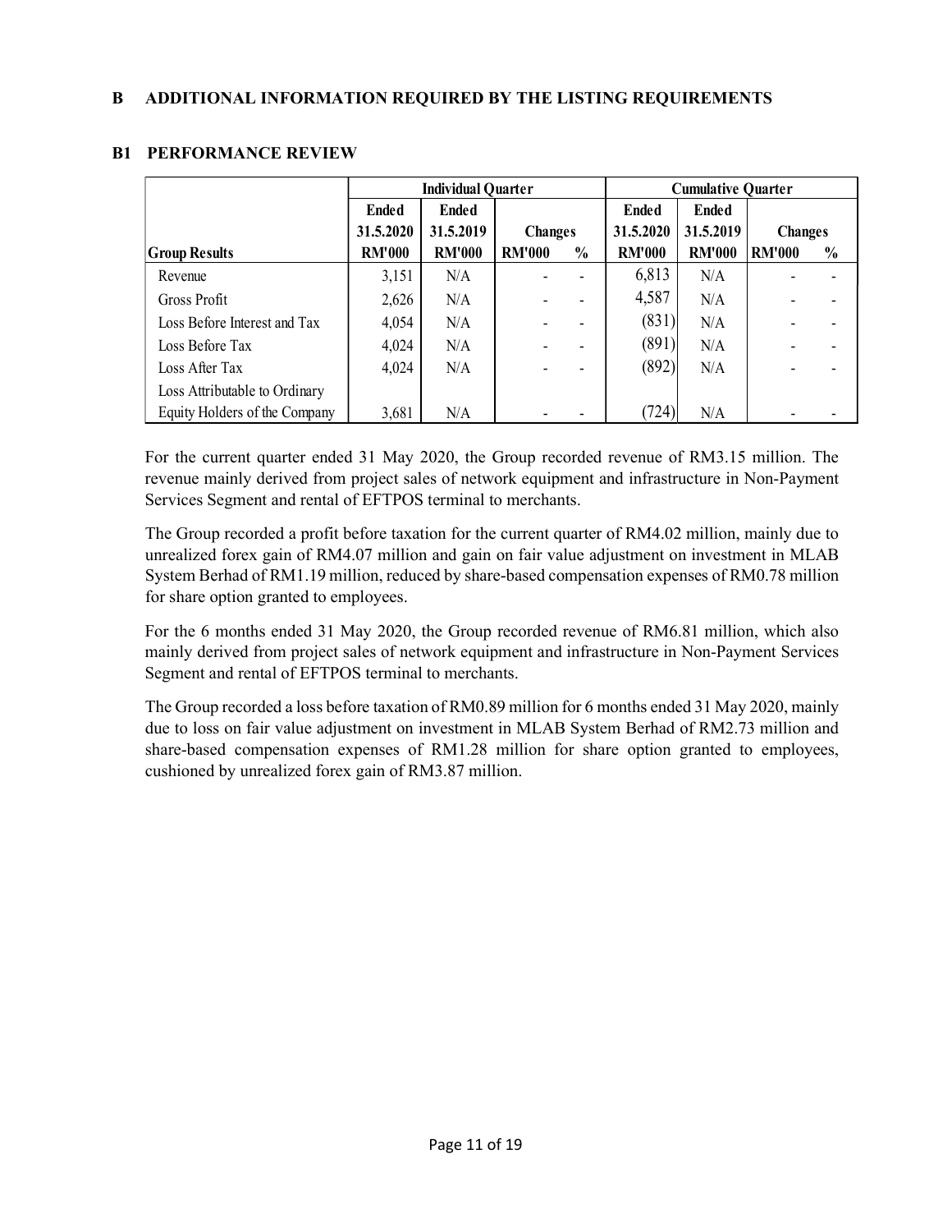## B ADDITIONAL INFORMATION REQUIRED BY THE LISTING REQUIREMENTS

### B1 PERFORMANCE REVIEW

| | Individual Quarter | | | | Cumulative Quarter | | | |
|---|---|---|---|---|---|---|---|---|
| | Ended 31.5.2020 | Ended 31.5.2019 | Changes | | Ended 31.5.2020 | Ended 31.5.2019 | Changes | |
| Group Results | RM'000 | RM'000 | RM'000 | % | RM'000 | RM'000 | RM'000 | % |
| Revenue | 3,151 | N/A | - | - | 6,813 | N/A | - | - |
| Gross Profit | 2,626 | N/A | - | - | 4,587 | N/A | - | - |
| Loss Before Interest and Tax | 4,054 | N/A | - | - | (831) | N/A | - | - |
| Loss Before Tax | 4,024 | N/A | - | - | (891) | N/A | - | - |
| Loss After Tax | 4,024 | N/A | - | - | (892) | N/A | - | - |
| Loss Attributable to Ordinary Equity Holders of the Company | 3,681 | N/A | - | - | (724) | N/A | - | - |

For the current quarter ended 31 May 2020, the Group recorded revenue of RM3.15 million. The revenue mainly derived from project sales of network equipment and infrastructure in Non-Payment Services Segment and rental of EFTPOS terminal to merchants.

The Group recorded a profit before taxation for the current quarter of RM4.02 million, mainly due to unrealized forex gain of RM4.07 million and gain on fair value adjustment on investment in MLAB System Berhad of RM1.19 million, reduced by share-based compensation expenses of RM0.78 million for share option granted to employees.

For the 6 months ended 31 May 2020, the Group recorded revenue of RM6.81 million, which also mainly derived from project sales of network equipment and infrastructure in Non-Payment Services Segment and rental of EFTPOS terminal to merchants.

The Group recorded a loss before taxation of RM0.89 million for 6 months ended 31 May 2020, mainly due to loss on fair value adjustment on investment in MLAB System Berhad of RM2.73 million and share-based compensation expenses of RM1.28 million for share option granted to employees, cushioned by unrealized forex gain of RM3.87 million.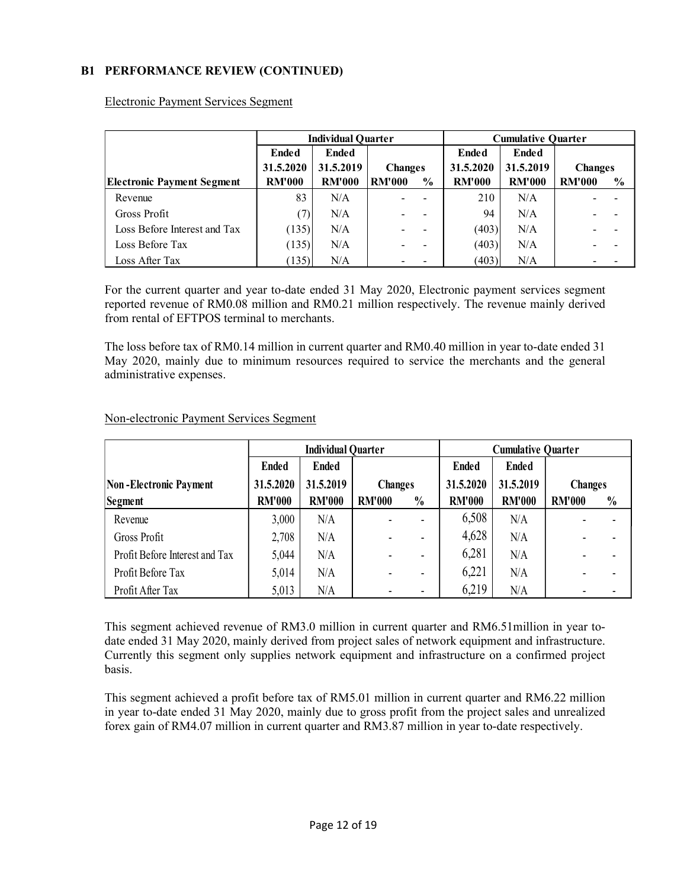## B1 PERFORMANCE REVIEW (CONTINUED)

Electronic Payment Services Segment

| | Individual Quarter | | | | Cumulative Quarter | | | |
|---|---|---|---|---|---|---|---|---|
| | Ended 31.5.2020 | Ended 31.5.2019 | Changes | | Ended 31.5.2020 | Ended 31.5.2019 | Changes | |
| **Electronic Payment Segment** | **RM'000** | **RM'000** | **RM'000** | **%** | **RM'000** | **RM'000** | **RM'000** | **%** |
| Revenue | 83 | N/A | - | - | 210 | N/A | - | - |
| Gross Profit | (7) | N/A | - | - | 94 | N/A | - | - |
| Loss Before Interest and Tax | (135) | N/A | - | - | (403) | N/A | - | - |
| Loss Before Tax | (135) | N/A | - | - | (403) | N/A | - | - |
| Loss After Tax | (135) | N/A | - | - | (403) | N/A | - | - |

For the current quarter and year to-date ended 31 May 2020, Electronic payment services segment reported revenue of RM0.08 million and RM0.21 million respectively. The revenue mainly derived from rental of EFTPOS terminal to merchants.

The loss before tax of RM0.14 million in current quarter and RM0.40 million in year to-date ended 31 May 2020, mainly due to minimum resources required to service the merchants and the general administrative expenses.

Non-electronic Payment Services Segment

| | Individual Quarter | | | | Cumulative Quarter | | | |
|---|---|---|---|---|---|---|---|---|
| | Ended 31.5.2020 | Ended 31.5.2019 | Changes | | Ended 31.5.2020 | Ended 31.5.2019 | Changes | |
| **Non-Electronic Payment Segment** | **RM'000** | **RM'000** | **RM'000** | **%** | **RM'000** | **RM'000** | **RM'000** | **%** |
| Revenue | 3,000 | N/A | - | - | 6,508 | N/A | - | - |
| Gross Profit | 2,708 | N/A | - | - | 4,628 | N/A | - | - |
| Profit Before Interest and Tax | 5,044 | N/A | - | - | 6,281 | N/A | - | - |
| Profit Before Tax | 5,014 | N/A | - | - | 6,221 | N/A | - | - |
| Profit After Tax | 5,013 | N/A | - | - | 6,219 | N/A | - | - |

This segment achieved revenue of RM3.0 million in current quarter and RM6.51million in year to-date ended 31 May 2020, mainly derived from project sales of network equipment and infrastructure. Currently this segment only supplies network equipment and infrastructure on a confirmed project basis.

This segment achieved a profit before tax of RM5.01 million in current quarter and RM6.22 million in year to-date ended 31 May 2020, mainly due to gross profit from the project sales and unrealized forex gain of RM4.07 million in current quarter and RM3.87 million in year to-date respectively.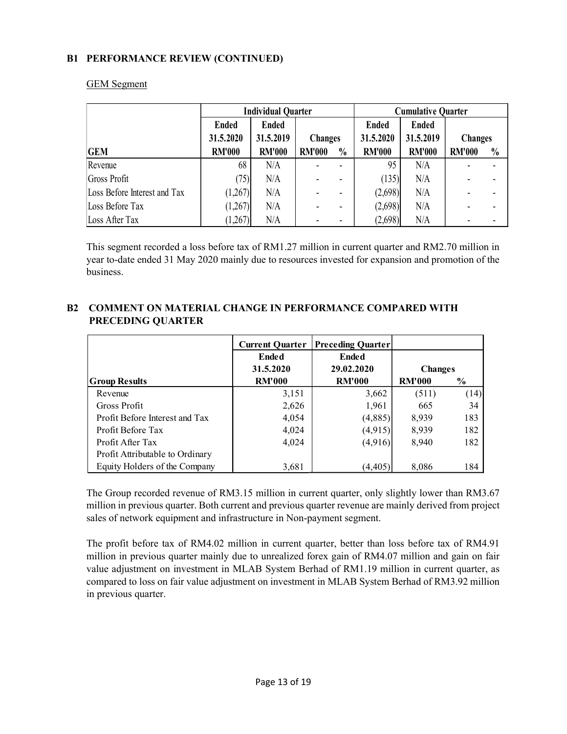## B1 PERFORMANCE REVIEW (CONTINUED)

GEM Segment

| | Individual Quarter | | | | Cumulative Quarter | | | |
|---|---|---|---|---|---|---|---|---|
| | Ended 31.5.2020 | Ended 31.5.2019 | Changes | | Ended 31.5.2020 | Ended 31.5.2019 | Changes | |
| **GEM** | **RM'000** | **RM'000** | **RM'000** | **%** | **RM'000** | **RM'000** | **RM'000** | **%** |
| Revenue | 68 | N/A | - | - | 95 | N/A | - | - |
| Gross Profit | (75) | N/A | - | - | (135) | N/A | - | - |
| Loss Before Interest and Tax | (1,267) | N/A | - | - | (2,698) | N/A | - | - |
| Loss Before Tax | (1,267) | N/A | - | - | (2,698) | N/A | - | - |
| Loss After Tax | (1,267) | N/A | - | - | (2,698) | N/A | - | - |

This segment recorded a loss before tax of RM1.27 million in current quarter and RM2.70 million in year to-date ended 31 May 2020 mainly due to resources invested for expansion and promotion of the business.

## B2 COMMENT ON MATERIAL CHANGE IN PERFORMANCE COMPARED WITH PRECEDING QUARTER

| | Current Quarter | Preceding Quarter | | |
|---|---|---|---|---|
| | Ended 31.5.2020 | Ended 29.02.2020 | Changes | |
| **Group Results** | **RM'000** | **RM'000** | **RM'000** | **%** |
| Revenue | 3,151 | 3,662 | (511) | (14) |
| Gross Profit | 2,626 | 1,961 | 665 | 34 |
| Profit Before Interest and Tax | 4,054 | (4,885) | 8,939 | 183 |
| Profit Before Tax | 4,024 | (4,915) | 8,939 | 182 |
| Profit After Tax | 4,024 | (4,916) | 8,940 | 182 |
| Profit Attributable to Ordinary Equity Holders of the Company | 3,681 | (4,405) | 8,086 | 184 |

The Group recorded revenue of RM3.15 million in current quarter, only slightly lower than RM3.67 million in previous quarter. Both current and previous quarter revenue are mainly derived from project sales of network equipment and infrastructure in Non-payment segment.

The profit before tax of RM4.02 million in current quarter, better than loss before tax of RM4.91 million in previous quarter mainly due to unrealized forex gain of RM4.07 million and gain on fair value adjustment on investment in MLAB System Berhad of RM1.19 million in current quarter, as compared to loss on fair value adjustment on investment in MLAB System Berhad of RM3.92 million in previous quarter.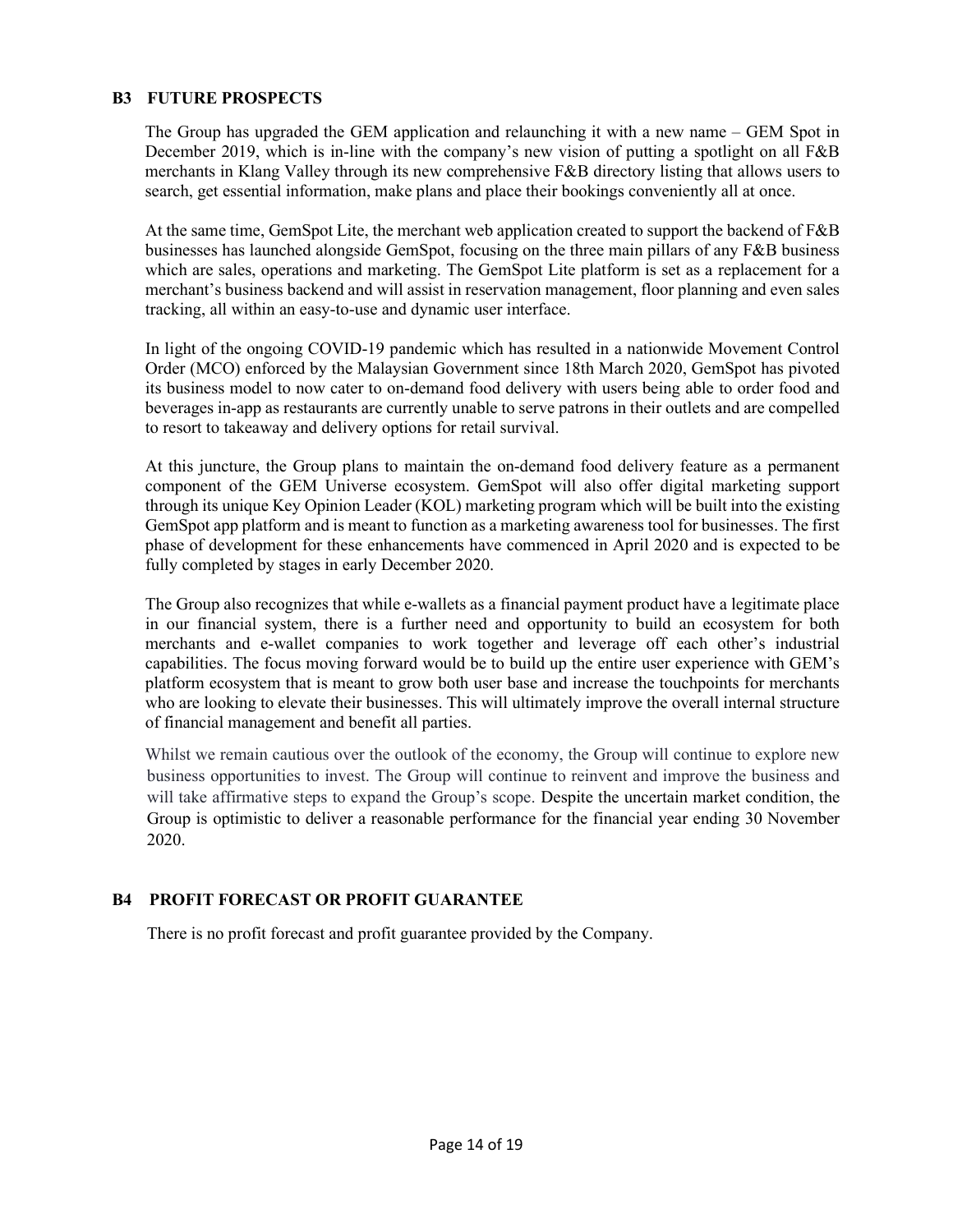## B3 FUTURE PROSPECTS

The Group has upgraded the GEM application and relaunching it with a new name – GEM Spot in December 2019, which is in-line with the company's new vision of putting a spotlight on all F&B merchants in Klang Valley through its new comprehensive F&B directory listing that allows users to search, get essential information, make plans and place their bookings conveniently all at once.

At the same time, GemSpot Lite, the merchant web application created to support the backend of F&B businesses has launched alongside GemSpot, focusing on the three main pillars of any F&B business which are sales, operations and marketing. The GemSpot Lite platform is set as a replacement for a merchant's business backend and will assist in reservation management, floor planning and even sales tracking, all within an easy-to-use and dynamic user interface.

In light of the ongoing COVID-19 pandemic which has resulted in a nationwide Movement Control Order (MCO) enforced by the Malaysian Government since 18th March 2020, GemSpot has pivoted its business model to now cater to on-demand food delivery with users being able to order food and beverages in-app as restaurants are currently unable to serve patrons in their outlets and are compelled to resort to takeaway and delivery options for retail survival.

At this juncture, the Group plans to maintain the on-demand food delivery feature as a permanent component of the GEM Universe ecosystem. GemSpot will also offer digital marketing support through its unique Key Opinion Leader (KOL) marketing program which will be built into the existing GemSpot app platform and is meant to function as a marketing awareness tool for businesses. The first phase of development for these enhancements have commenced in April 2020 and is expected to be fully completed by stages in early December 2020.

The Group also recognizes that while e-wallets as a financial payment product have a legitimate place in our financial system, there is a further need and opportunity to build an ecosystem for both merchants and e-wallet companies to work together and leverage off each other's industrial capabilities. The focus moving forward would be to build up the entire user experience with GEM's platform ecosystem that is meant to grow both user base and increase the touchpoints for merchants who are looking to elevate their businesses. This will ultimately improve the overall internal structure of financial management and benefit all parties.

Whilst we remain cautious over the outlook of the economy, the Group will continue to explore new business opportunities to invest. The Group will continue to reinvent and improve the business and will take affirmative steps to expand the Group's scope. Despite the uncertain market condition, the Group is optimistic to deliver a reasonable performance for the financial year ending 30 November 2020.

## B4 PROFIT FORECAST OR PROFIT GUARANTEE

There is no profit forecast and profit guarantee provided by the Company.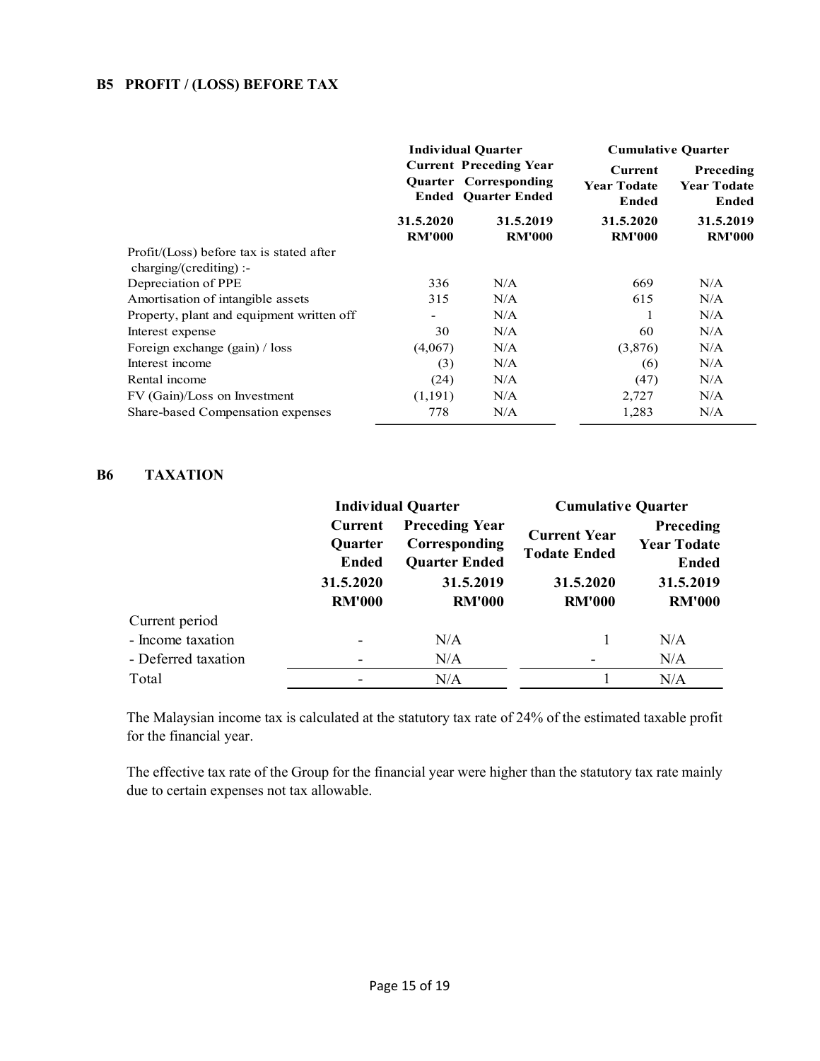## B5 PROFIT / (LOSS) BEFORE TAX

| | Individual Quarter | | Cumulative Quarter | |
|---|---|---|---|---|
| | Current Quarter Ended | Preceding Year Corresponding Quarter Ended | Current Year Todate Ended | Preceding Year Todate Ended |
| | 31.5.2020 RM'000 | 31.5.2019 RM'000 | 31.5.2020 RM'000 | 31.5.2019 RM'000 |
| Profit/(Loss) before tax is stated after charging/(crediting) :- | | | | |
| Depreciation of PPE | 336 | N/A | 669 | N/A |
| Amortisation of intangible assets | 315 | N/A | 615 | N/A |
| Property, plant and equipment written off | - | N/A | 1 | N/A |
| Interest expense | 30 | N/A | 60 | N/A |
| Foreign exchange (gain) / loss | (4,067) | N/A | (3,876) | N/A |
| Interest income | (3) | N/A | (6) | N/A |
| Rental income | (24) | N/A | (47) | N/A |
| FV (Gain)/Loss on Investment | (1,191) | N/A | 2,727 | N/A |
| Share-based Compensation expenses | 778 | N/A | 1,283 | N/A |

## B6 TAXATION

| | Individual Quarter | | Cumulative Quarter | |
|---|---|---|---|---|
| | Current Quarter Ended | Preceding Year Corresponding Quarter Ended | Current Year Todate Ended | Preceding Year Todate Ended |
| | 31.5.2020 RM'000 | 31.5.2019 RM'000 | 31.5.2020 RM'000 | 31.5.2019 RM'000 |
| Current period | | | | |
| - Income taxation | - | N/A | 1 | N/A |
| - Deferred taxation | - | N/A | - | N/A |
| Total | - | N/A | 1 | N/A |

The Malaysian income tax is calculated at the statutory tax rate of 24% of the estimated taxable profit for the financial year.

The effective tax rate of the Group for the financial year were higher than the statutory tax rate mainly due to certain expenses not tax allowable.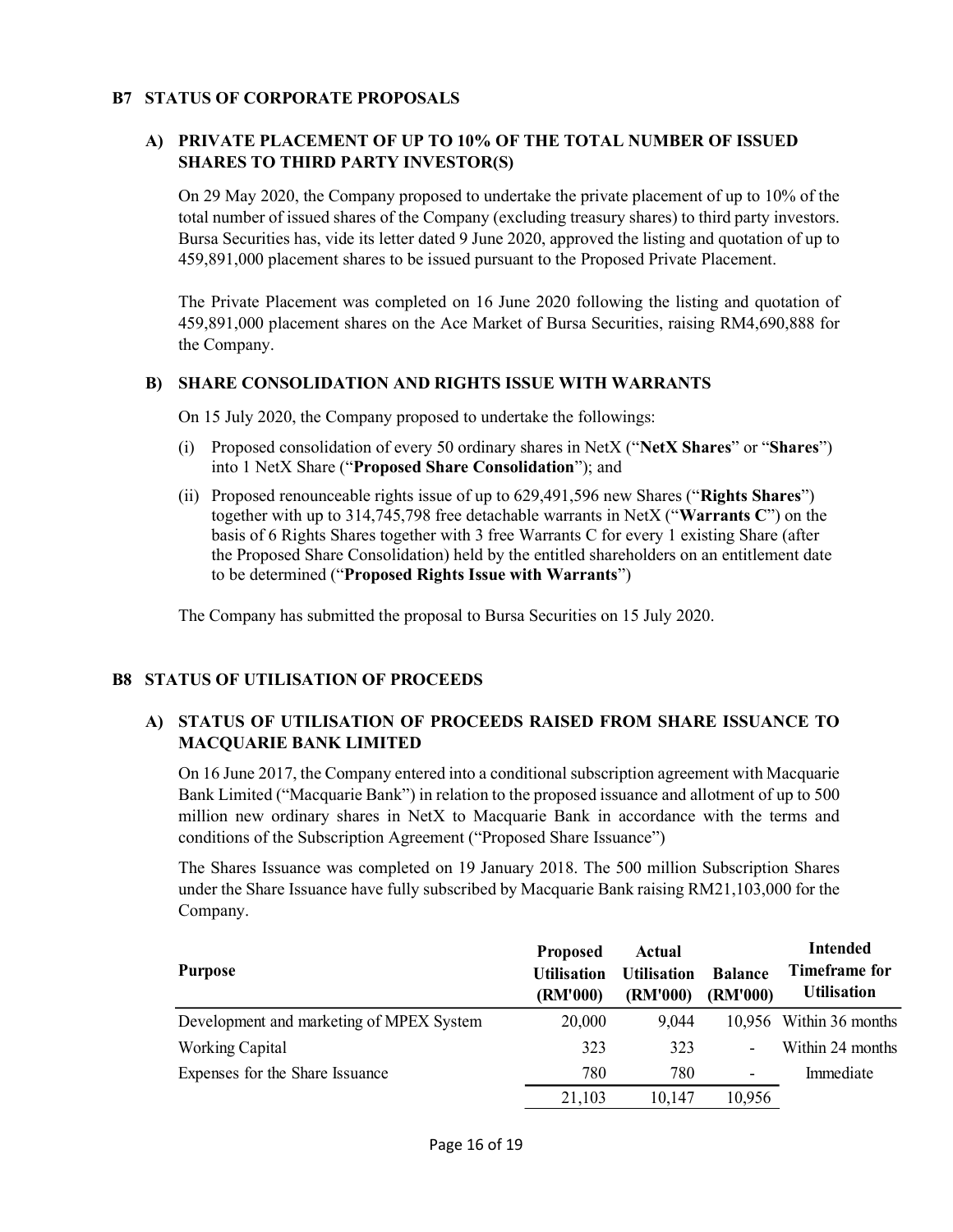## B7 STATUS OF CORPORATE PROPOSALS

### A) PRIVATE PLACEMENT OF UP TO 10% OF THE TOTAL NUMBER OF ISSUED SHARES TO THIRD PARTY INVESTOR(S)

On 29 May 2020, the Company proposed to undertake the private placement of up to 10% of the total number of issued shares of the Company (excluding treasury shares) to third party investors. Bursa Securities has, vide its letter dated 9 June 2020, approved the listing and quotation of up to 459,891,000 placement shares to be issued pursuant to the Proposed Private Placement.

The Private Placement was completed on 16 June 2020 following the listing and quotation of 459,891,000 placement shares on the Ace Market of Bursa Securities, raising RM4,690,888 for the Company.

### B) SHARE CONSOLIDATION AND RIGHTS ISSUE WITH WARRANTS

On 15 July 2020, the Company proposed to undertake the followings:

(i) Proposed consolidation of every 50 ordinary shares in NetX ("**NetX Shares**" or "**Shares**") into 1 NetX Share ("**Proposed Share Consolidation**"); and

(ii) Proposed renounceable rights issue of up to 629,491,596 new Shares ("**Rights Shares**") together with up to 314,745,798 free detachable warrants in NetX ("**Warrants C**") on the basis of 6 Rights Shares together with 3 free Warrants C for every 1 existing Share (after the Proposed Share Consolidation) held by the entitled shareholders on an entitlement date to be determined ("**Proposed Rights Issue with Warrants**")

The Company has submitted the proposal to Bursa Securities on 15 July 2020.

## B8 STATUS OF UTILISATION OF PROCEEDS

### A) STATUS OF UTILISATION OF PROCEEDS RAISED FROM SHARE ISSUANCE TO MACQUARIE BANK LIMITED

On 16 June 2017, the Company entered into a conditional subscription agreement with Macquarie Bank Limited ("Macquarie Bank") in relation to the proposed issuance and allotment of up to 500 million new ordinary shares in NetX to Macquarie Bank in accordance with the terms and conditions of the Subscription Agreement ("Proposed Share Issuance")

The Shares Issuance was completed on 19 January 2018. The 500 million Subscription Shares under the Share Issuance have fully subscribed by Macquarie Bank raising RM21,103,000 for the Company.

| Purpose | Proposed Utilisation (RM'000) | Actual Utilisation (RM'000) | Balance (RM'000) | Intended Timeframe for Utilisation |
|---|---|---|---|---|
| Development and marketing of MPEX System | 20,000 | 9,044 | 10,956 | Within 36 months |
| Working Capital | 323 | 323 | - | Within 24 months |
| Expenses for the Share Issuance | 780 | 780 | - | Immediate |
| | 21,103 | 10,147 | 10,956 | |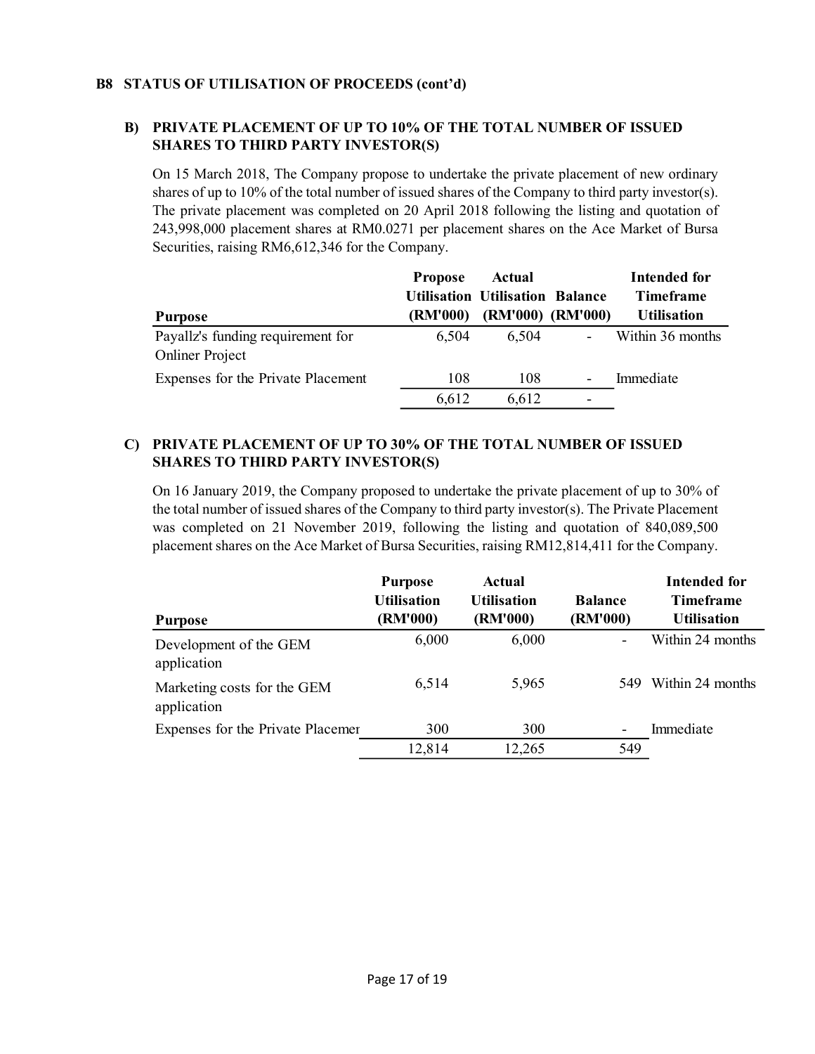## B8 STATUS OF UTILISATION OF PROCEEDS (cont'd)

### B) PRIVATE PLACEMENT OF UP TO 10% OF THE TOTAL NUMBER OF ISSUED SHARES TO THIRD PARTY INVESTOR(S)

On 15 March 2018, The Company propose to undertake the private placement of new ordinary shares of up to 10% of the total number of issued shares of the Company to third party investor(s). The private placement was completed on 20 April 2018 following the listing and quotation of 243,998,000 placement shares at RM0.0271 per placement shares on the Ace Market of Bursa Securities, raising RM6,612,346 for the Company.

| Purpose | Propose Utilisation (RM'000) | Actual Utilisation (RM'000) | Balance (RM'000) | Intended for Timeframe Utilisation |
|---|---|---|---|---|
| Payallz's funding requirement for Onliner Project | 6,504 | 6,504 | - | Within 36 months |
| Expenses for the Private Placement | 108 | 108 | - | Immediate |
| | 6,612 | 6,612 | - | |

### C) PRIVATE PLACEMENT OF UP TO 30% OF THE TOTAL NUMBER OF ISSUED SHARES TO THIRD PARTY INVESTOR(S)

On 16 January 2019, the Company proposed to undertake the private placement of up to 30% of the total number of issued shares of the Company to third party investor(s). The Private Placement was completed on 21 November 2019, following the listing and quotation of 840,089,500 placement shares on the Ace Market of Bursa Securities, raising RM12,814,411 for the Company.

| Purpose | Purpose Utilisation (RM'000) | Actual Utilisation (RM'000) | Balance (RM'000) | Intended for Timeframe Utilisation |
|---|---|---|---|---|
| Development of the GEM application | 6,000 | 6,000 | - | Within 24 months |
| Marketing costs for the GEM application | 6,514 | 5,965 | 549 | Within 24 months |
| Expenses for the Private Placemer | 300 | 300 | - | Immediate |
| | 12,814 | 12,265 | 549 | |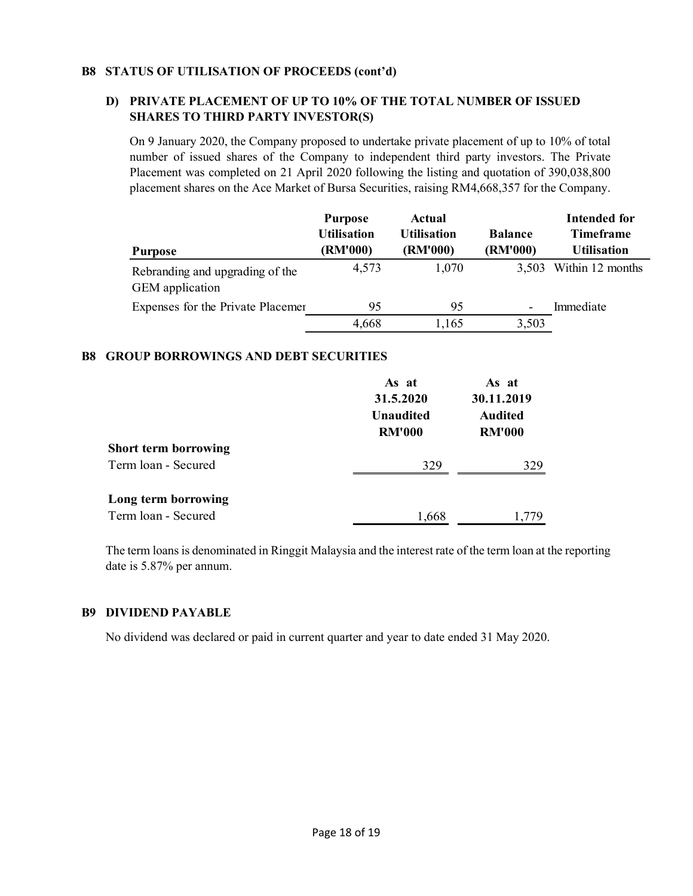## B8 STATUS OF UTILISATION OF PROCEEDS (cont'd)

### D) PRIVATE PLACEMENT OF UP TO 10% OF THE TOTAL NUMBER OF ISSUED SHARES TO THIRD PARTY INVESTOR(S)

On 9 January 2020, the Company proposed to undertake private placement of up to 10% of total number of issued shares of the Company to independent third party investors. The Private Placement was completed on 21 April 2020 following the listing and quotation of 390,038,800 placement shares on the Ace Market of Bursa Securities, raising RM4,668,357 for the Company.

| Purpose | Purpose Utilisation (RM'000) | Actual Utilisation (RM'000) | Balance (RM'000) | Intended for Timeframe Utilisation |
|---|---|---|---|---|
| Rebranding and upgrading of the GEM application | 4,573 | 1,070 | 3,503 | Within 12 months |
| Expenses for the Private Placemer | 95 | 95 | - | Immediate |
| | 4,668 | 1,165 | 3,503 | |

## B8 GROUP BORROWINGS AND DEBT SECURITIES

| | As at 31.5.2020 Unaudited RM'000 | As at 30.11.2019 Audited RM'000 |
|---|---|---|
| **Short term borrowing** | | |
| Term loan - Secured | 329 | 329 |
| **Long term borrowing** | | |
| Term loan - Secured | 1,668 | 1,779 |

The term loans is denominated in Ringgit Malaysia and the interest rate of the term loan at the reporting date is 5.87% per annum.

## B9 DIVIDEND PAYABLE

No dividend was declared or paid in current quarter and year to date ended 31 May 2020.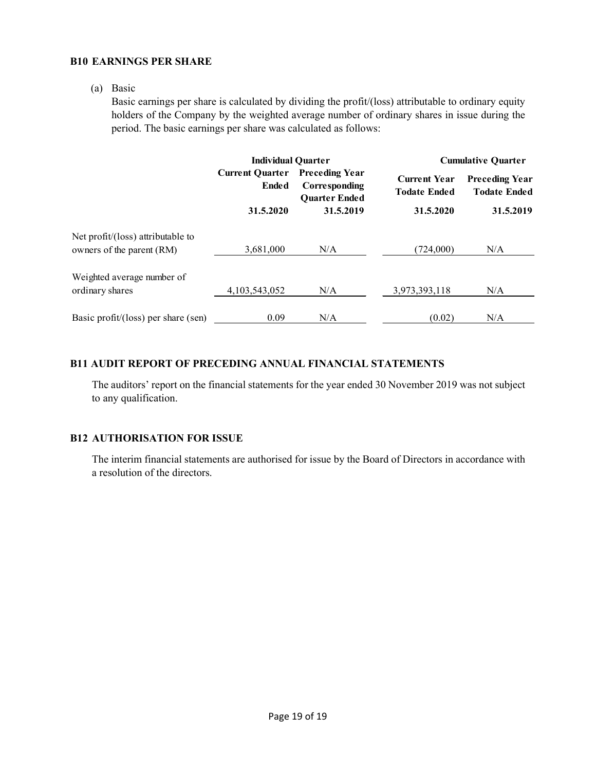### B10 EARNINGS PER SHARE

(a) Basic

Basic earnings per share is calculated by dividing the profit/(loss) attributable to ordinary equity holders of the Company by the weighted average number of ordinary shares in issue during the period. The basic earnings per share was calculated as follows:

| | Individual Quarter | | Cumulative Quarter | |
|---|---|---|---|---|
| | Current Quarter Ended | Preceding Year Corresponding Quarter Ended | Current Year Todate Ended | Preceding Year Todate Ended |
| | 31.5.2020 | 31.5.2019 | 31.5.2020 | 31.5.2019 |
| Net profit/(loss) attributable to owners of the parent (RM) | 3,681,000 | N/A | (724,000) | N/A |
| Weighted average number of ordinary shares | 4,103,543,052 | N/A | 3,973,393,118 | N/A |
| Basic profit/(loss) per share (sen) | 0.09 | N/A | (0.02) | N/A |

### B11 AUDIT REPORT OF PRECEDING ANNUAL FINANCIAL STATEMENTS

The auditors' report on the financial statements for the year ended 30 November 2019 was not subject to any qualification.

### B12 AUTHORISATION FOR ISSUE

The interim financial statements are authorised for issue by the Board of Directors in accordance with a resolution of the directors.